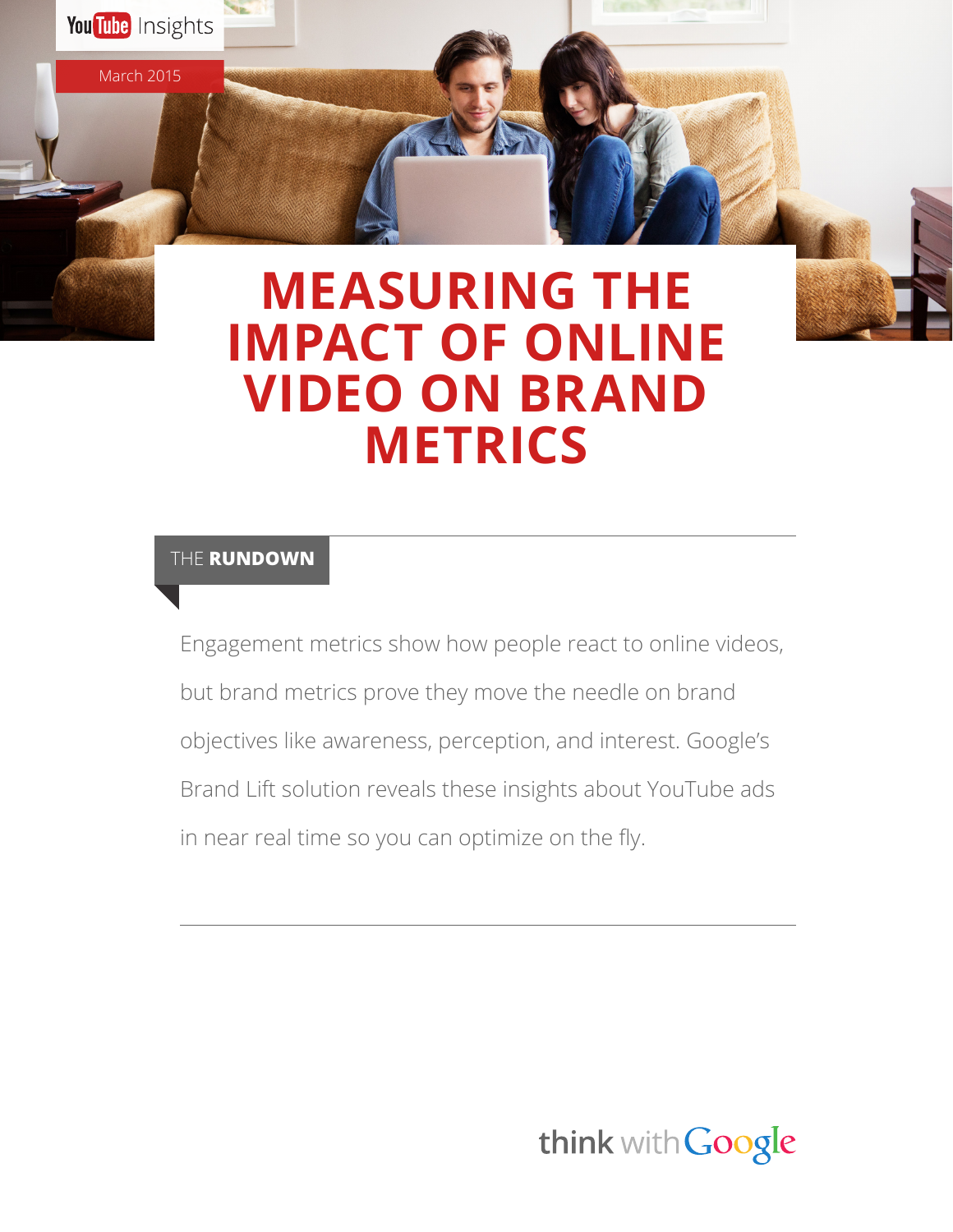YouTube Insights

March 2015

# MEASURING THE IMPACT OF ONLINE VIDEO ON BRAND METRICS

## THE **RUNDOWN**

Engagement metrics show how people react to online videos, but brand metrics prove they move the needle on brand objectives like awareness, perception, and interest. Google's Brand Lift solution reveals these insights about YouTube ads in near real time so you can optimize on the fly.

think with Google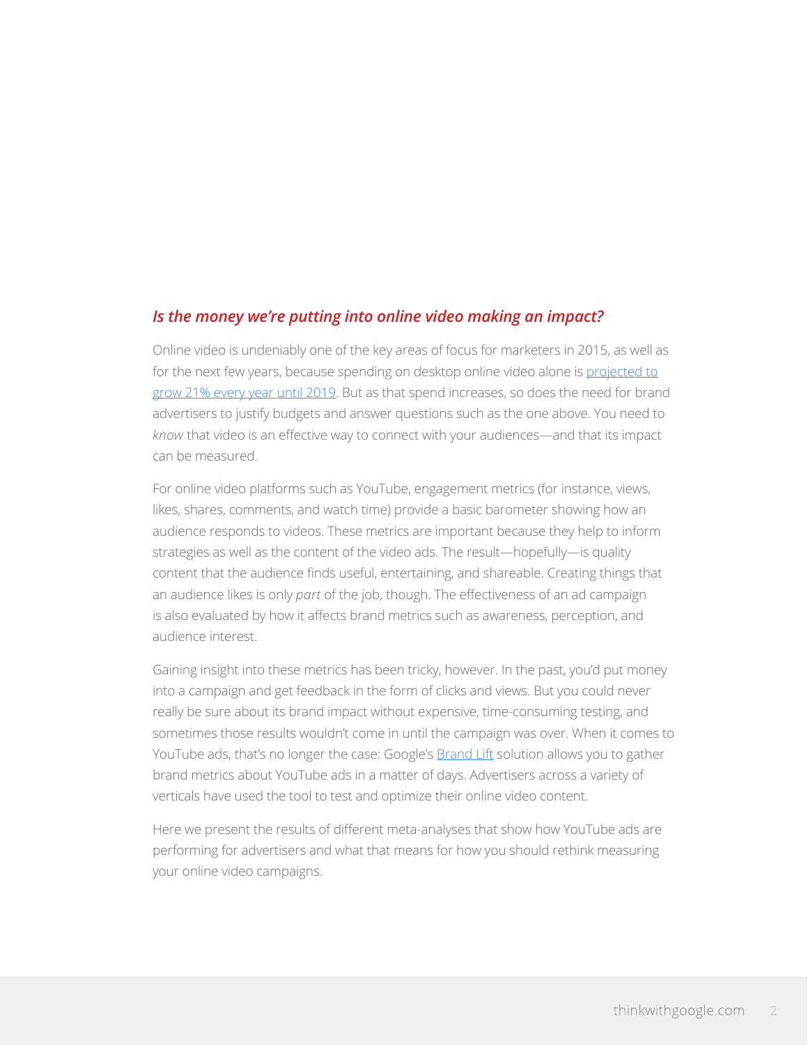### *Is the money we're putting into online video making an impact?*

Online video is undeniably one of the key areas of focus for marketers in 2015, as well as for the next few years, because spending on desktop online video alone is [projected to grow 21% every year until 2019](). But as that spend increases, so does the need for brand advertisers to justify budgets and answer questions such as the one above. You need to *know* that video is an effective way to connect with your audiences—and that its impact can be measured.

For online video platforms such as YouTube, engagement metrics (for instance, views, likes, shares, comments, and watch time) provide a basic barometer showing how an audience responds to videos. These metrics are important because they help to inform strategies as well as the content of the video ads. The result—hopefully—is quality content that the audience finds useful, entertaining, and shareable. Creating things that an audience likes is only *part* of the job, though. The effectiveness of an ad campaign is also evaluated by how it affects brand metrics such as awareness, perception, and audience interest.

Gaining insight into these metrics has been tricky, however. In the past, you'd put money into a campaign and get feedback in the form of clicks and views. But you could never really be sure about its brand impact without expensive, time-consuming testing, and sometimes those results wouldn't come in until the campaign was over. When it comes to YouTube ads, that's no longer the case: Google's [Brand Lift]() solution allows you to gather brand metrics about YouTube ads in a matter of days. Advertisers across a variety of verticals have used the tool to test and optimize their online video content.

Here we present the results of different meta-analyses that show how YouTube ads are performing for advertisers and what that means for how you should rethink measuring your online video campaigns.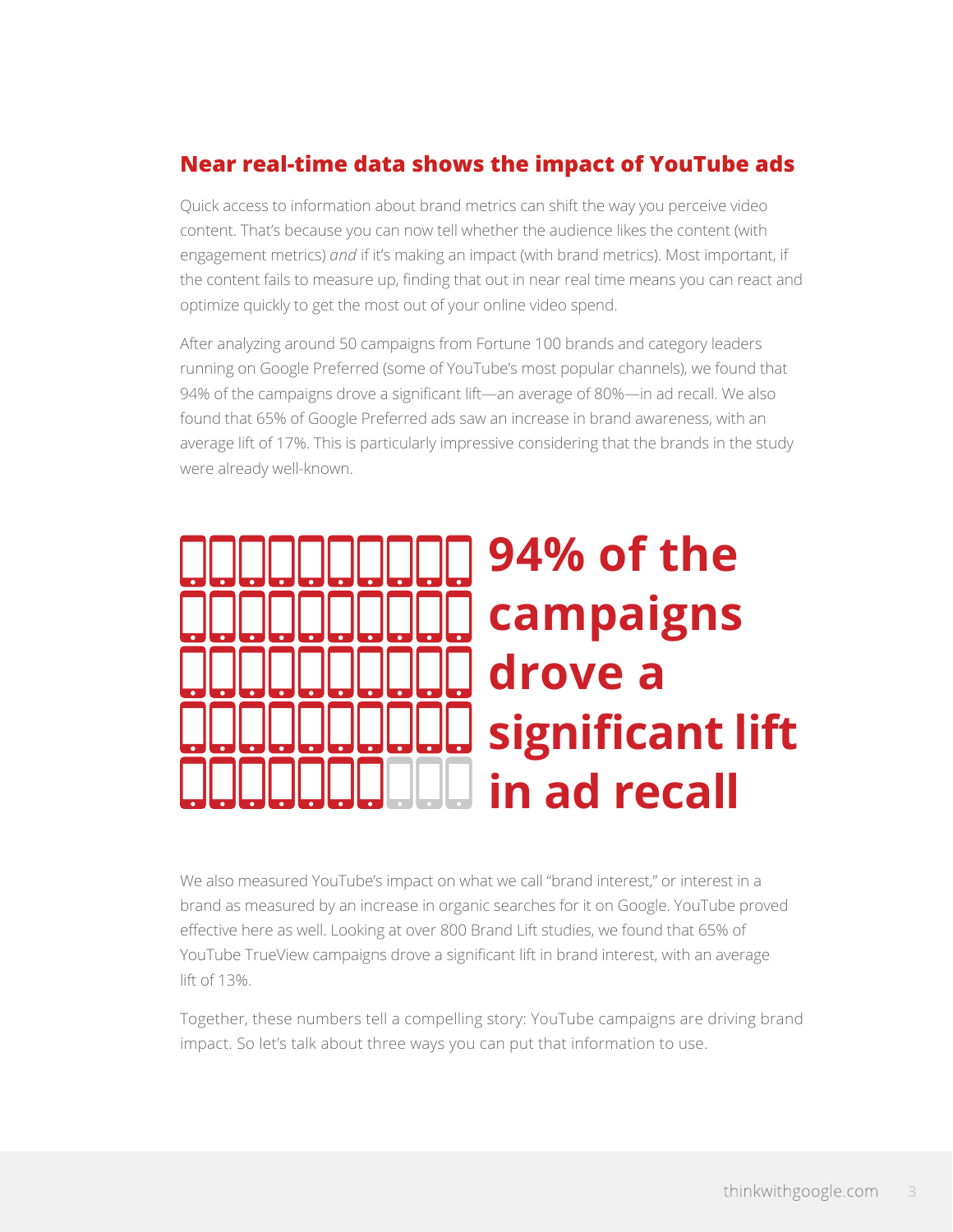## Near real-time data shows the impact of YouTube ads

Quick access to information about brand metrics can shift the way you perceive video content. That's because you can now tell whether the audience likes the content (with engagement metrics) *and* if it's making an impact (with brand metrics). Most important, if the content fails to measure up, finding that out in near real time means you can react and optimize quickly to get the most out of your online video spend.

After analyzing around 50 campaigns from Fortune 100 brands and category leaders running on Google Preferred (some of YouTube's most popular channels), we found that 94% of the campaigns drove a significant lift—an average of 80%—in ad recall. We also found that 65% of Google Preferred ads saw an increase in brand awareness, with an average lift of 17%. This is particularly impressive considering that the brands in the study were already well-known.

**94% of the campaigns drove a significant lift in ad recall**

We also measured YouTube's impact on what we call "brand interest," or interest in a brand as measured by an increase in organic searches for it on Google. YouTube proved effective here as well. Looking at over 800 Brand Lift studies, we found that 65% of YouTube TrueView campaigns drove a significant lift in brand interest, with an average lift of 13%.

Together, these numbers tell a compelling story: YouTube campaigns are driving brand impact. So let's talk about three ways you can put that information to use.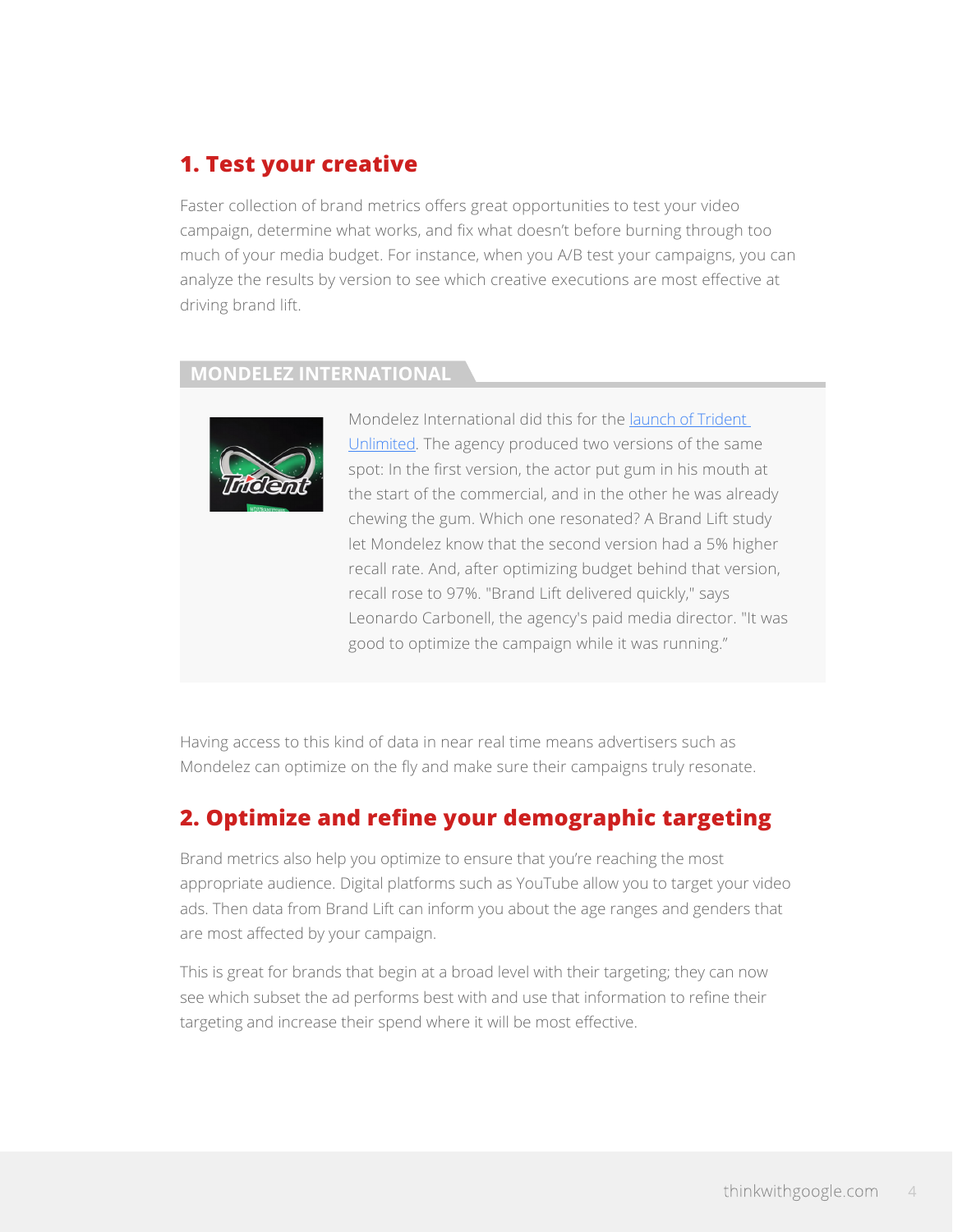## 1. Test your creative

Faster collection of brand metrics offers great opportunities to test your video campaign, determine what works, and fix what doesn't before burning through too much of your media budget. For instance, when you A/B test your campaigns, you can analyze the results by version to see which creative executions are most effective at driving brand lift.

### MONDELEZ INTERNATIONAL

Mondelez International did this for the launch of Trident Unlimited. The agency produced two versions of the same spot: In the first version, the actor put gum in his mouth at the start of the commercial, and in the other he was already chewing the gum. Which one resonated? A Brand Lift study let Mondelez know that the second version had a 5% higher recall rate. And, after optimizing budget behind that version, recall rose to 97%. "Brand Lift delivered quickly," says Leonardo Carbonell, the agency's paid media director. "It was good to optimize the campaign while it was running."

Having access to this kind of data in near real time means advertisers such as Mondelez can optimize on the fly and make sure their campaigns truly resonate.

## 2. Optimize and refine your demographic targeting

Brand metrics also help you optimize to ensure that you're reaching the most appropriate audience. Digital platforms such as YouTube allow you to target your video ads. Then data from Brand Lift can inform you about the age ranges and genders that are most affected by your campaign.

This is great for brands that begin at a broad level with their targeting; they can now see which subset the ad performs best with and use that information to refine their targeting and increase their spend where it will be most effective.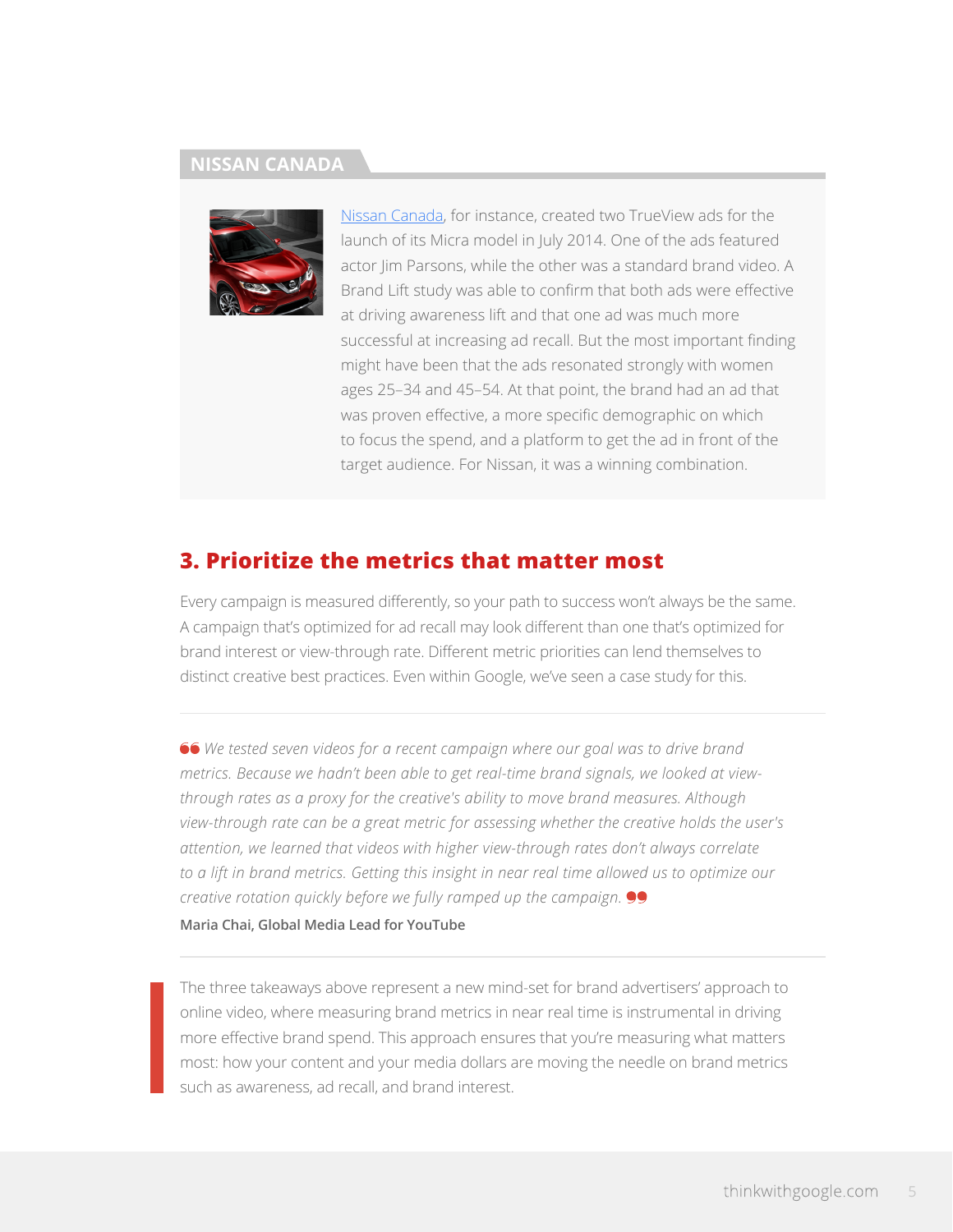## NISSAN CANADA

Nissan Canada, for instance, created two TrueView ads for the launch of its Micra model in July 2014. One of the ads featured actor Jim Parsons, while the other was a standard brand video. A Brand Lift study was able to confirm that both ads were effective at driving awareness lift and that one ad was much more successful at increasing ad recall. But the most important finding might have been that the ads resonated strongly with women ages 25–34 and 45–54. At that point, the brand had an ad that was proven effective, a more specific demographic on which to focus the spend, and a platform to get the ad in front of the target audience. For Nissan, it was a winning combination.

## 3. Prioritize the metrics that matter most

Every campaign is measured differently, so your path to success won't always be the same. A campaign that's optimized for ad recall may look different than one that's optimized for brand interest or view-through rate. Different metric priorities can lend themselves to distinct creative best practices. Even within Google, we've seen a case study for this.

> *We tested seven videos for a recent campaign where our goal was to drive brand metrics. Because we hadn't been able to get real-time brand signals, we looked at view-through rates as a proxy for the creative's ability to move brand measures. Although view-through rate can be a great metric for assessing whether the creative holds the user's attention, we learned that videos with higher view-through rates don't always correlate to a lift in brand metrics. Getting this insight in near real time allowed us to optimize our creative rotation quickly before we fully ramped up the campaign.*
>
> **Maria Chai, Global Media Lead for YouTube**

The three takeaways above represent a new mind-set for brand advertisers' approach to online video, where measuring brand metrics in near real time is instrumental in driving more effective brand spend. This approach ensures that you're measuring what matters most: how your content and your media dollars are moving the needle on brand metrics such as awareness, ad recall, and brand interest.